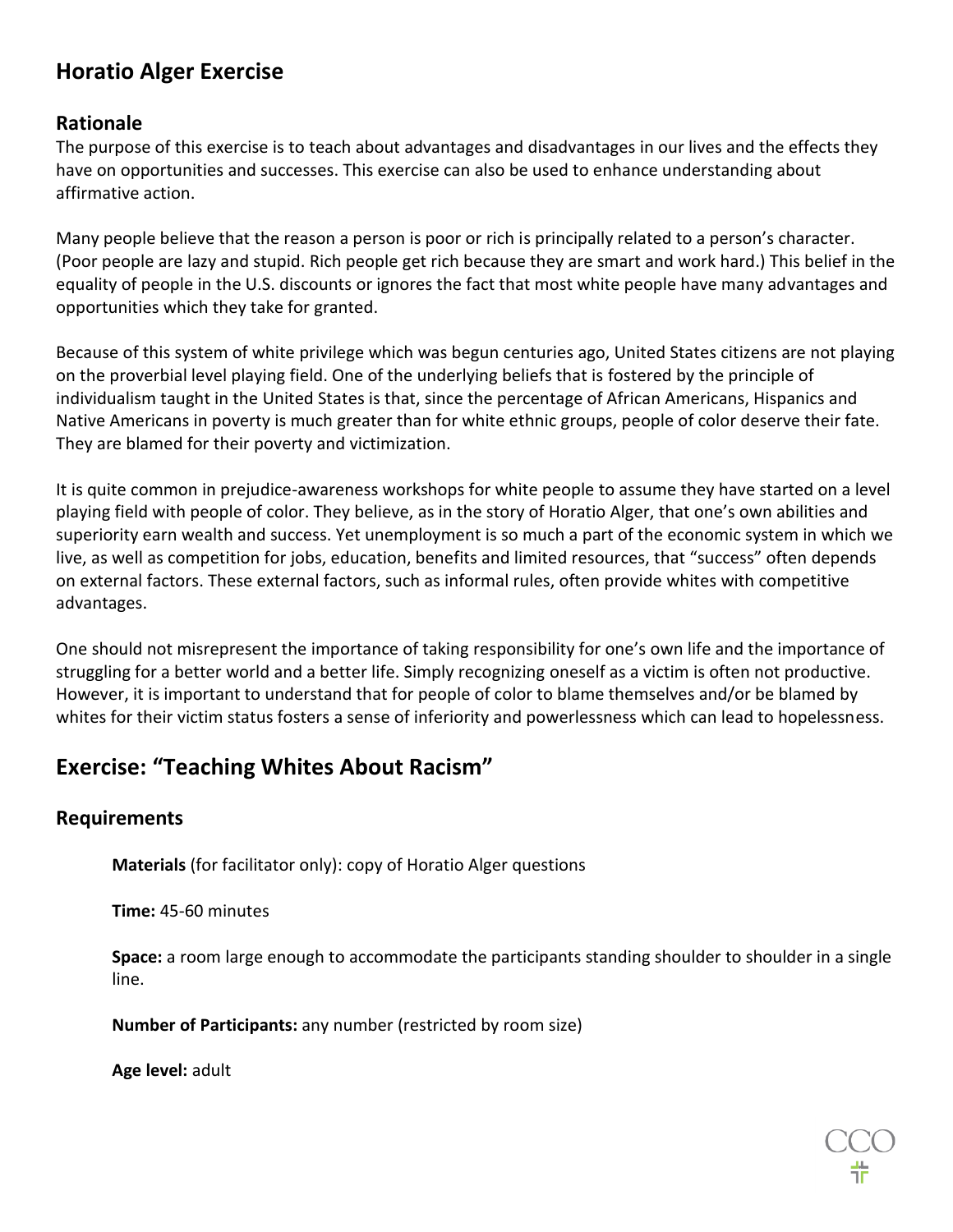# Horatio Alger Exercise

## Rationale

The purpose of this exercise is to teach about advantages and disadvantages in our lives and the effects they have on opportunities and successes. This exercise can also be used to enhance understanding about affirmative action.

Many people believe that the reason a person is poor or rich is principally related to a person's character. (Poor people are lazy and stupid. Rich people get rich because they are smart and work hard.) This belief in the equality of people in the U.S. discounts or ignores the fact that most white people have many advantages and opportunities which they take for granted.

Because of this system of white privilege which was begun centuries ago, United States citizens are not playing on the proverbial level playing field. One of the underlying beliefs that is fostered by the principle of individualism taught in the United States is that, since the percentage of African Americans, Hispanics and Native Americans in poverty is much greater than for white ethnic groups, people of color deserve their fate. They are blamed for their poverty and victimization.

It is quite common in prejudice-awareness workshops for white people to assume they have started on a level playing field with people of color. They believe, as in the story of Horatio Alger, that one's own abilities and superiority earn wealth and success. Yet unemployment is so much a part of the economic system in which we live, as well as competition for jobs, education, benefits and limited resources, that "success" often depends on external factors. These external factors, such as informal rules, often provide whites with competitive advantages.

One should not misrepresent the importance of taking responsibility for one's own life and the importance of struggling for a better world and a better life. Simply recognizing oneself as a victim is often not productive. However, it is important to understand that for people of color to blame themselves and/or be blamed by whites for their victim status fosters a sense of inferiority and powerlessness which can lead to hopelessness.

# Exercise: "Teaching Whites About Racism"

## Requirements

**Materials** (for facilitator only): copy of Horatio Alger questions

**Time:** 45-60 minutes

**Space:** a room large enough to accommodate the participants standing shoulder to shoulder in a single line.

**Number of Participants:** any number (restricted by room size)

**Age level:** adult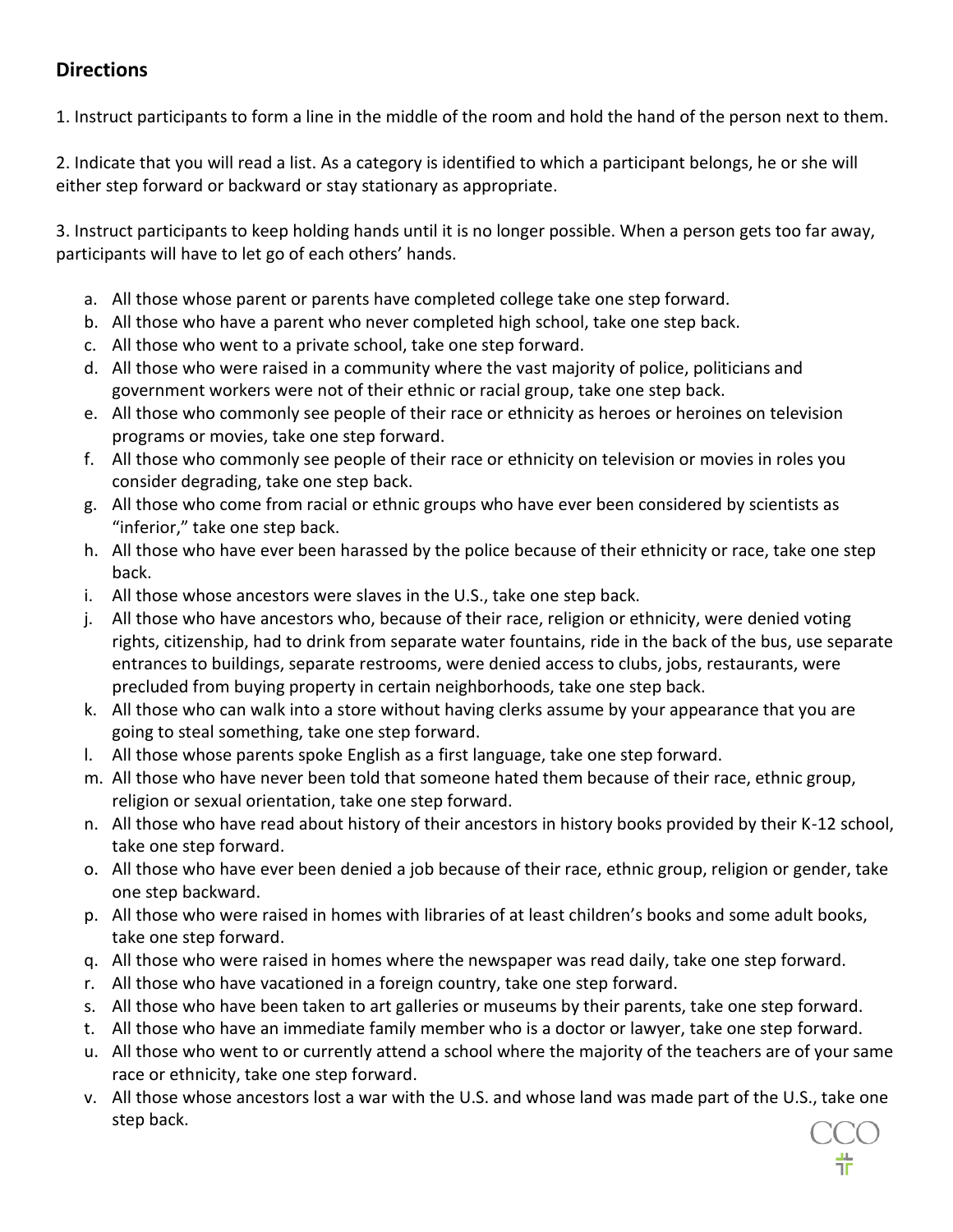## Directions

1. Instruct participants to form a line in the middle of the room and hold the hand of the person next to them.

2. Indicate that you will read a list. As a category is identified to which a participant belongs, he or she will either step forward or backward or stay stationary as appropriate.

3. Instruct participants to keep holding hands until it is no longer possible. When a person gets too far away, participants will have to let go of each others' hands.

   a. All those whose parent or parents have completed college take one step forward.
   b. All those who have a parent who never completed high school, take one step back.
   c. All those who went to a private school, take one step forward.
   d. All those who were raised in a community where the vast majority of police, politicians and government workers were not of their ethnic or racial group, take one step back.
   e. All those who commonly see people of their race or ethnicity as heroes or heroines on television programs or movies, take one step forward.
   f. All those who commonly see people of their race or ethnicity on television or movies in roles you consider degrading, take one step back.
   g. All those who come from racial or ethnic groups who have ever been considered by scientists as "inferior," take one step back.
   h. All those who have ever been harassed by the police because of their ethnicity or race, take one step back.
   i. All those whose ancestors were slaves in the U.S., take one step back.
   j. All those who have ancestors who, because of their race, religion or ethnicity, were denied voting rights, citizenship, had to drink from separate water fountains, ride in the back of the bus, use separate entrances to buildings, separate restrooms, were denied access to clubs, jobs, restaurants, were precluded from buying property in certain neighborhoods, take one step back.
   k. All those who can walk into a store without having clerks assume by your appearance that you are going to steal something, take one step forward.
   l. All those whose parents spoke English as a first language, take one step forward.
   m. All those who have never been told that someone hated them because of their race, ethnic group, religion or sexual orientation, take one step forward.
   n. All those who have read about history of their ancestors in history books provided by their K-12 school, take one step forward.
   o. All those who have ever been denied a job because of their race, ethnic group, religion or gender, take one step backward.
   p. All those who were raised in homes with libraries of at least children's books and some adult books, take one step forward.
   q. All those who were raised in homes where the newspaper was read daily, take one step forward.
   r. All those who have vacationed in a foreign country, take one step forward.
   s. All those who have been taken to art galleries or museums by their parents, take one step forward.
   t. All those who have an immediate family member who is a doctor or lawyer, take one step forward.
   u. All those who went to or currently attend a school where the majority of the teachers are of your same race or ethnicity, take one step forward.
   v. All those whose ancestors lost a war with the U.S. and whose land was made part of the U.S., take one step back.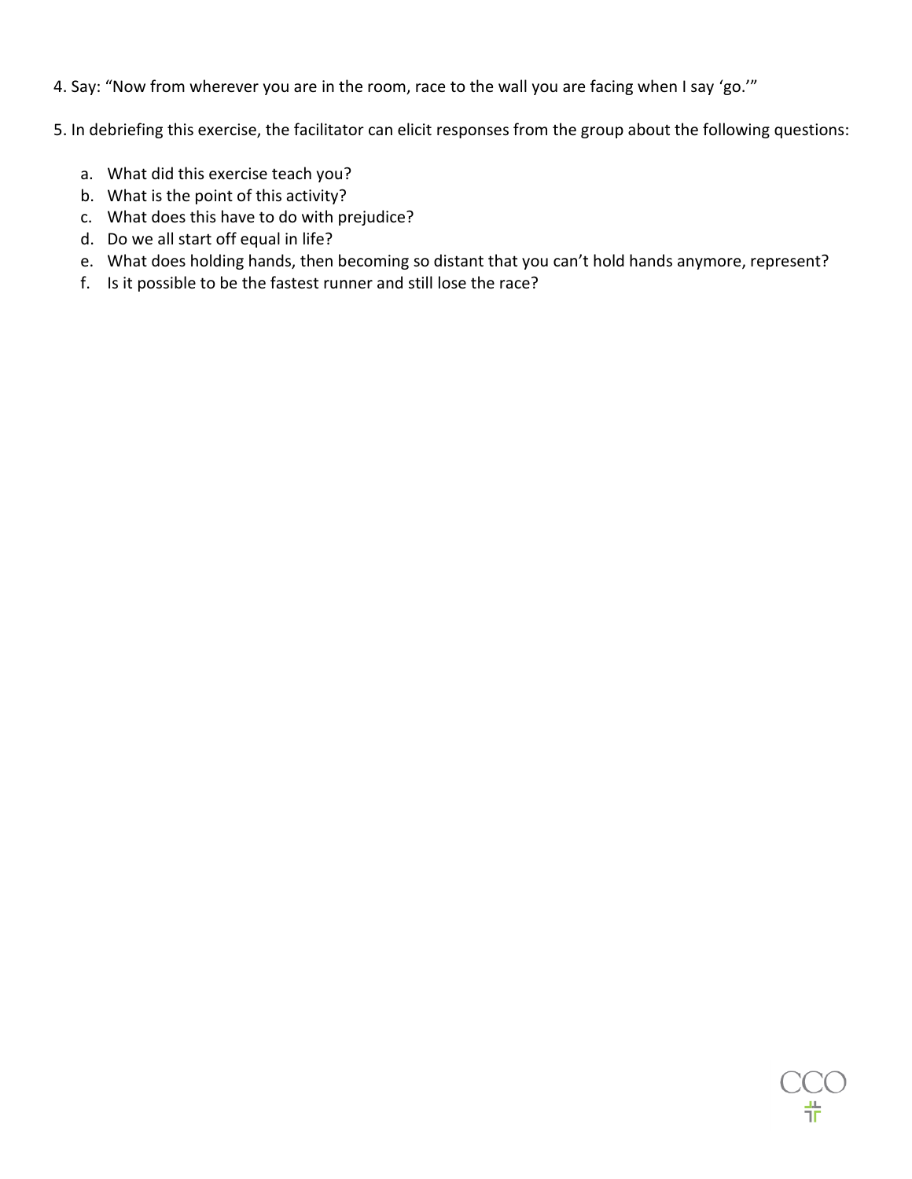4. Say: “Now from wherever you are in the room, race to the wall you are facing when I say ‘go.’”

5. In debriefing this exercise, the facilitator can elicit responses from the group about the following questions:

   a. What did this exercise teach you?
   b. What is the point of this activity?
   c. What does this have to do with prejudice?
   d. Do we all start off equal in life?
   e. What does holding hands, then becoming so distant that you can’t hold hands anymore, represent?
   f. Is it possible to be the fastest runner and still lose the race?